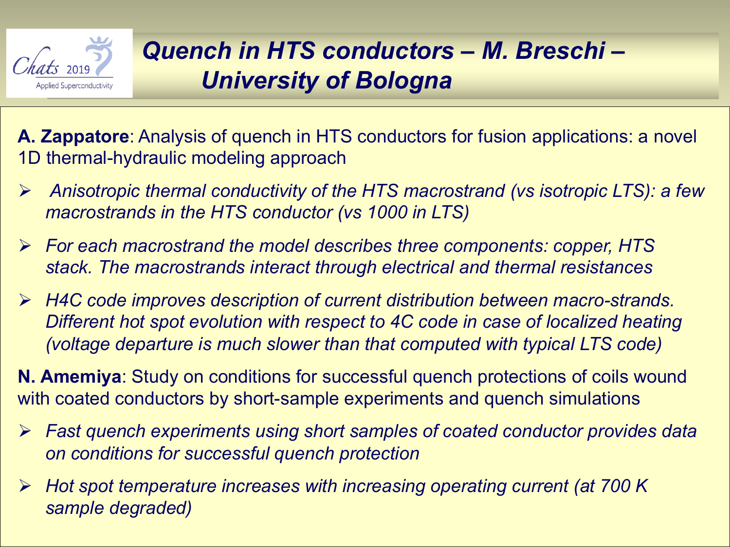# *Quench in HTS conductors – M. Breschi – University of Bologna*

**A. Zappatore**: Analysis of quench in HTS conductors for fusion applications: a novel 1D thermal-hydraulic modeling approach

- *Anisotropic thermal conductivity of the HTS macrostrand (vs isotropic LTS): a few macrostrands in the HTS conductor (vs 1000 in LTS)*
- *For each macrostrand the model describes three components: copper, HTS stack. The macrostrands interact through electrical and thermal resistances*
- *H4C code improves description of current distribution between macro-strands. Different hot spot evolution with respect to 4C code in case of localized heating (voltage departure is much slower than that computed with typical LTS code)*

**N. Amemiya**: Study on conditions for successful quench protections of coils wound with coated conductors by short-sample experiments and quench simulations

- *Fast quench experiments using short samples of coated conductor provides data on conditions for successful quench protection*
- *Hot spot temperature increases with increasing operating current (at 700 K sample degraded)*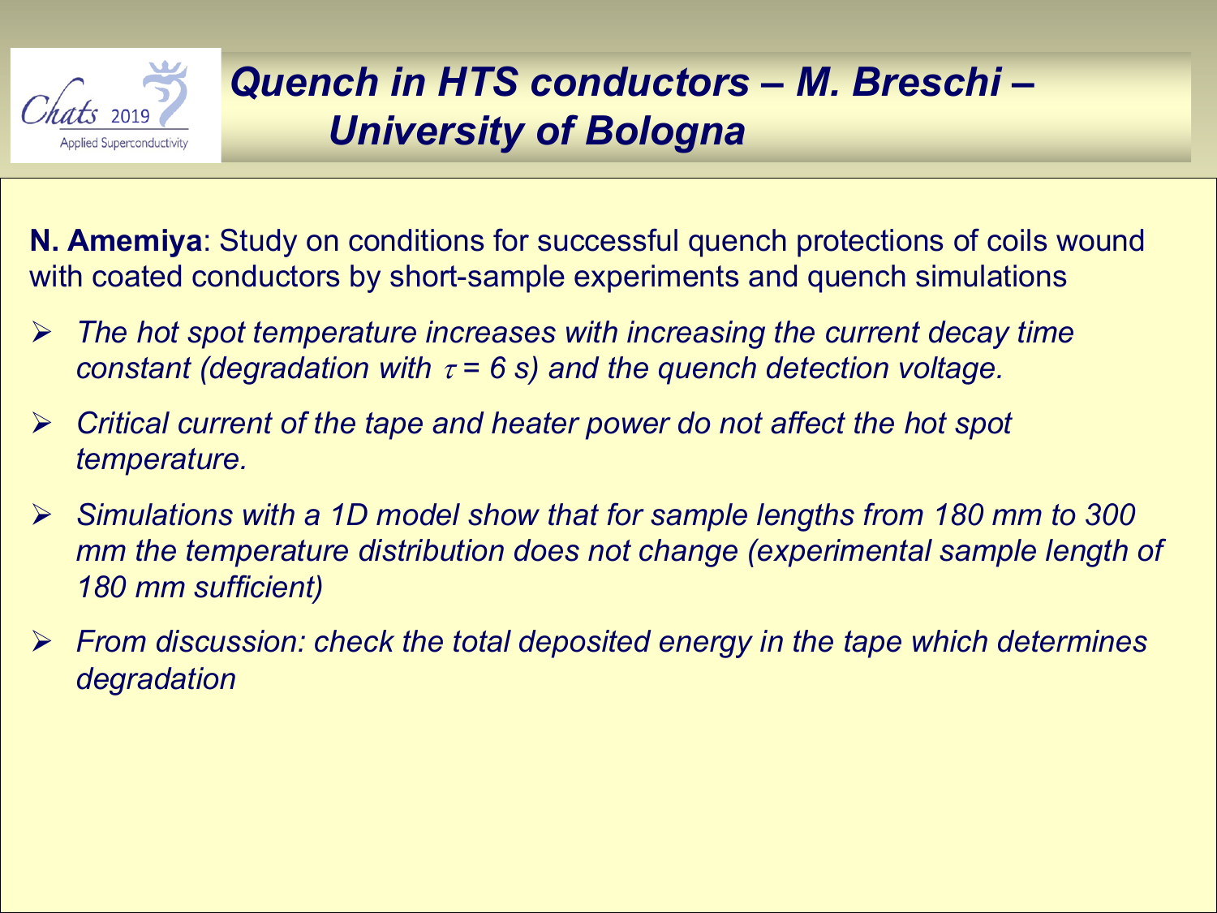# *Quench in HTS conductors – M. Breschi – University of Bologna*

**N. Amemiya**: Study on conditions for successful quench protections of coils wound with coated conductors by short-sample experiments and quench simulations

- *The hot spot temperature increases with increasing the current decay time constant (degradation with $\tau$ = 6 s) and the quench detection voltage.*
- *Critical current of the tape and heater power do not affect the hot spot temperature.*
- *Simulations with a 1D model show that for sample lengths from 180 mm to 300 mm the temperature distribution does not change (experimental sample length of 180 mm sufficient)*
- *From discussion: check the total deposited energy in the tape which determines degradation*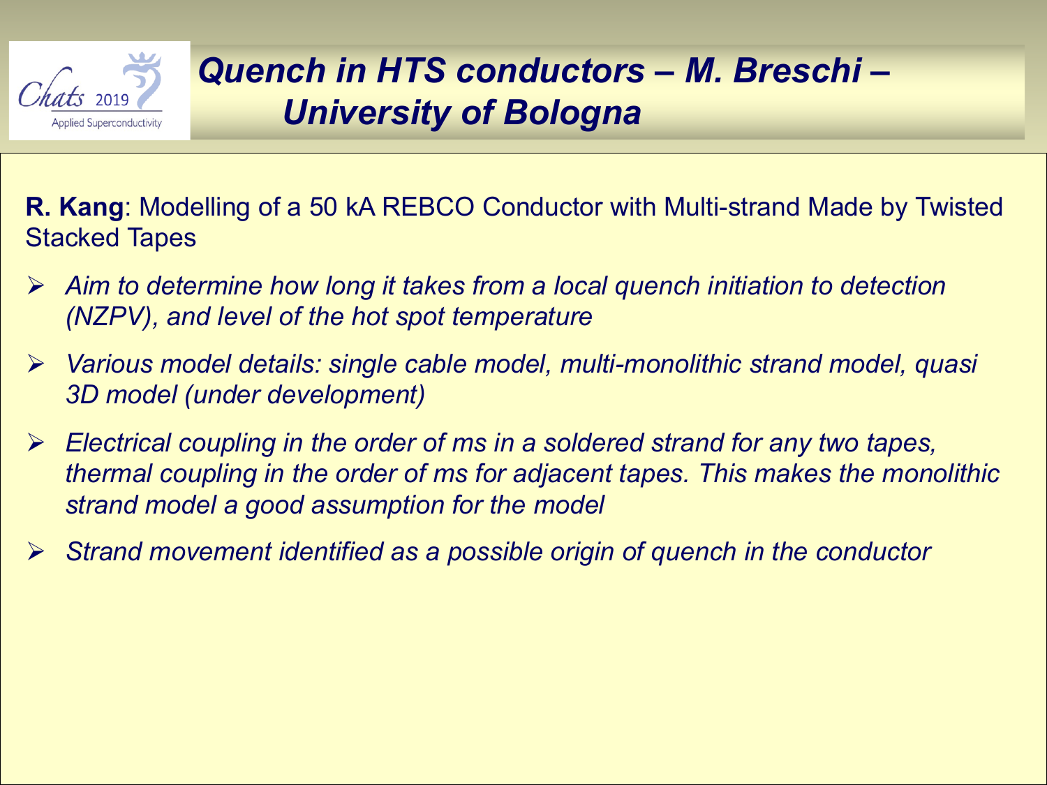# *Quench in HTS conductors – M. Breschi – University of Bologna*

**R. Kang**: Modelling of a 50 kA REBCO Conductor with Multi-strand Made by Twisted Stacked Tapes

- *Aim to determine how long it takes from a local quench initiation to detection (NZPV), and level of the hot spot temperature*
- *Various model details: single cable model, multi-monolithic strand model, quasi 3D model (under development)*
- *Electrical coupling in the order of ms in a soldered strand for any two tapes, thermal coupling in the order of ms for adjacent tapes. This makes the monolithic strand model a good assumption for the model*
- *Strand movement identified as a possible origin of quench in the conductor*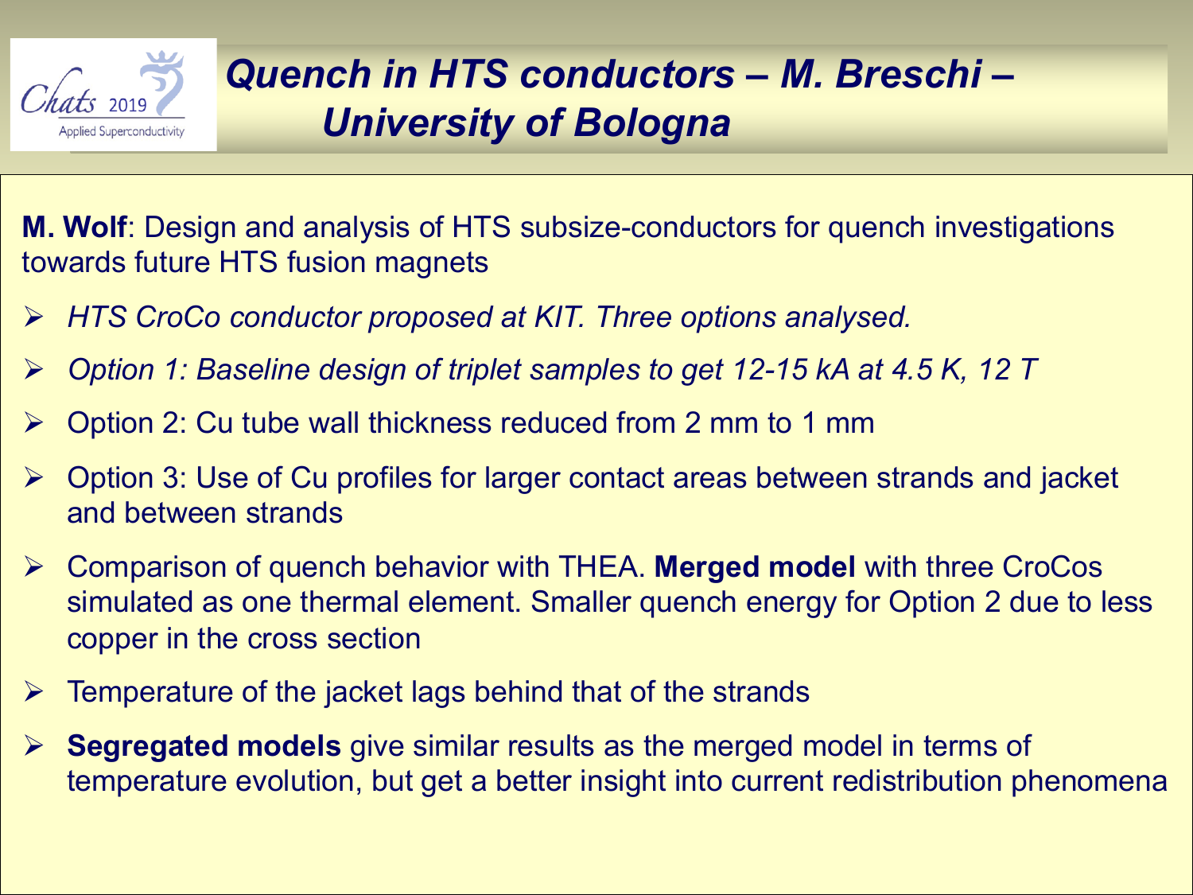# *Quench in HTS conductors – M. Breschi – University of Bologna*

**M. Wolf**: Design and analysis of HTS subsize-conductors for quench investigations towards future HTS fusion magnets

- *HTS CroCo conductor proposed at KIT. Three options analysed.*
- *Option 1: Baseline design of triplet samples to get 12-15 kA at 4.5 K, 12 T*
- Option 2: Cu tube wall thickness reduced from 2 mm to 1 mm
- Option 3: Use of Cu profiles for larger contact areas between strands and jacket and between strands
- Comparison of quench behavior with THEA. **Merged model** with three CroCos simulated as one thermal element. Smaller quench energy for Option 2 due to less copper in the cross section
- Temperature of the jacket lags behind that of the strands
- **Segregated models** give similar results as the merged model in terms of temperature evolution, but get a better insight into current redistribution phenomena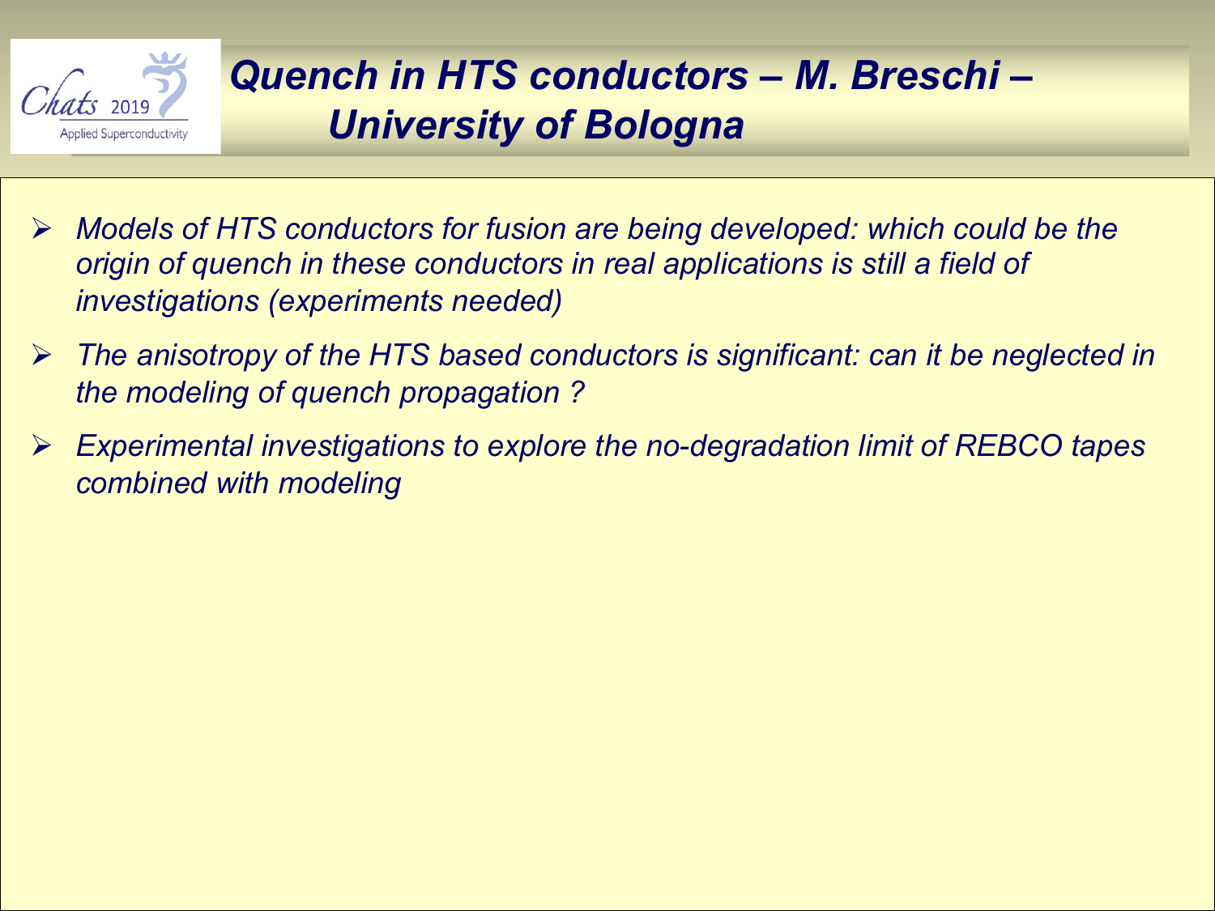# *Quench in HTS conductors – M. Breschi – University of Bologna*

- *Models of HTS conductors for fusion are being developed: which could be the origin of quench in these conductors in real applications is still a field of investigations (experiments needed)*
- *The anisotropy of the HTS based conductors is significant: can it be neglected in the modeling of quench propagation ?*
- *Experimental investigations to explore the no-degradation limit of REBCO tapes combined with modeling*